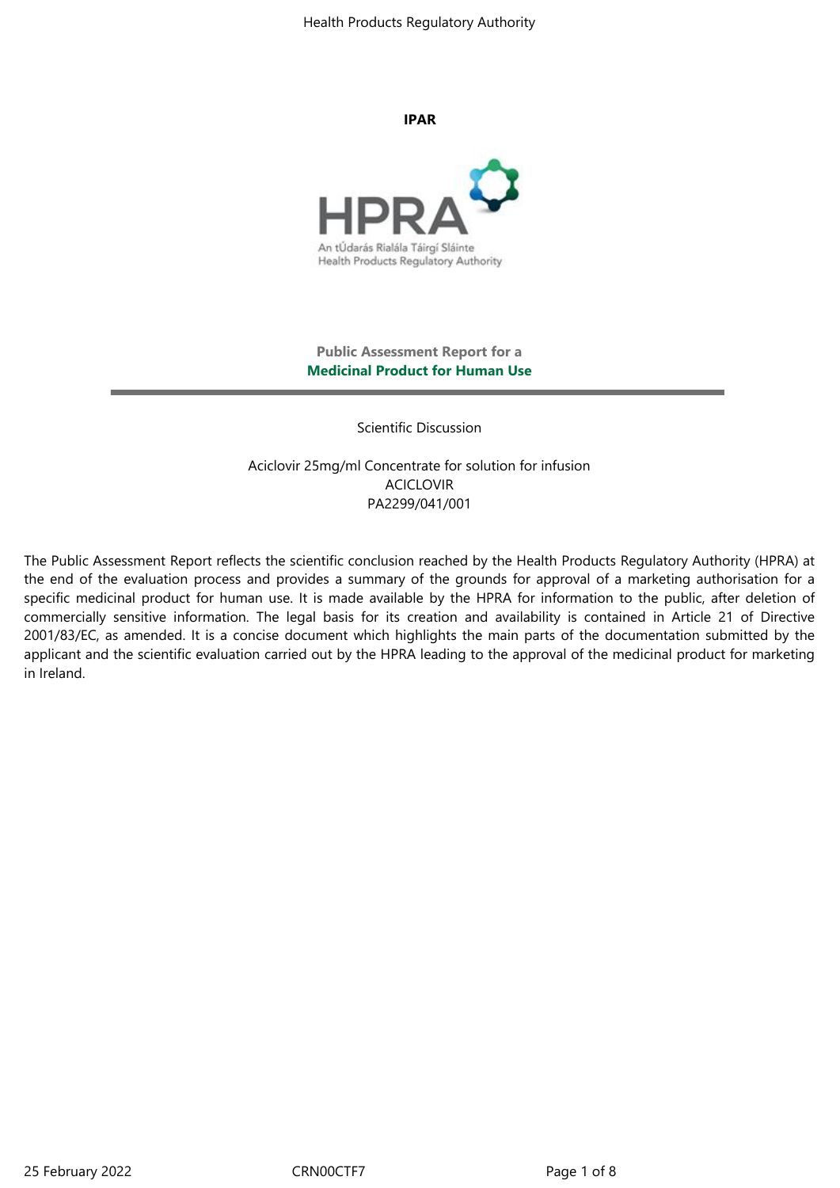**IPAR**

**Public Assessment Report for a**
**Medicinal Product for Human Use**

---

Scientific Discussion

Aciclovir 25mg/ml Concentrate for solution for infusion
ACICLOVIR
PA2299/041/001

The Public Assessment Report reflects the scientific conclusion reached by the Health Products Regulatory Authority (HPRA) at the end of the evaluation process and provides a summary of the grounds for approval of a marketing authorisation for a specific medicinal product for human use. It is made available by the HPRA for information to the public, after deletion of commercially sensitive information. The legal basis for its creation and availability is contained in Article 21 of Directive 2001/83/EC, as amended. It is a concise document which highlights the main parts of the documentation submitted by the applicant and the scientific evaluation carried out by the HPRA leading to the approval of the medicinal product for marketing in Ireland.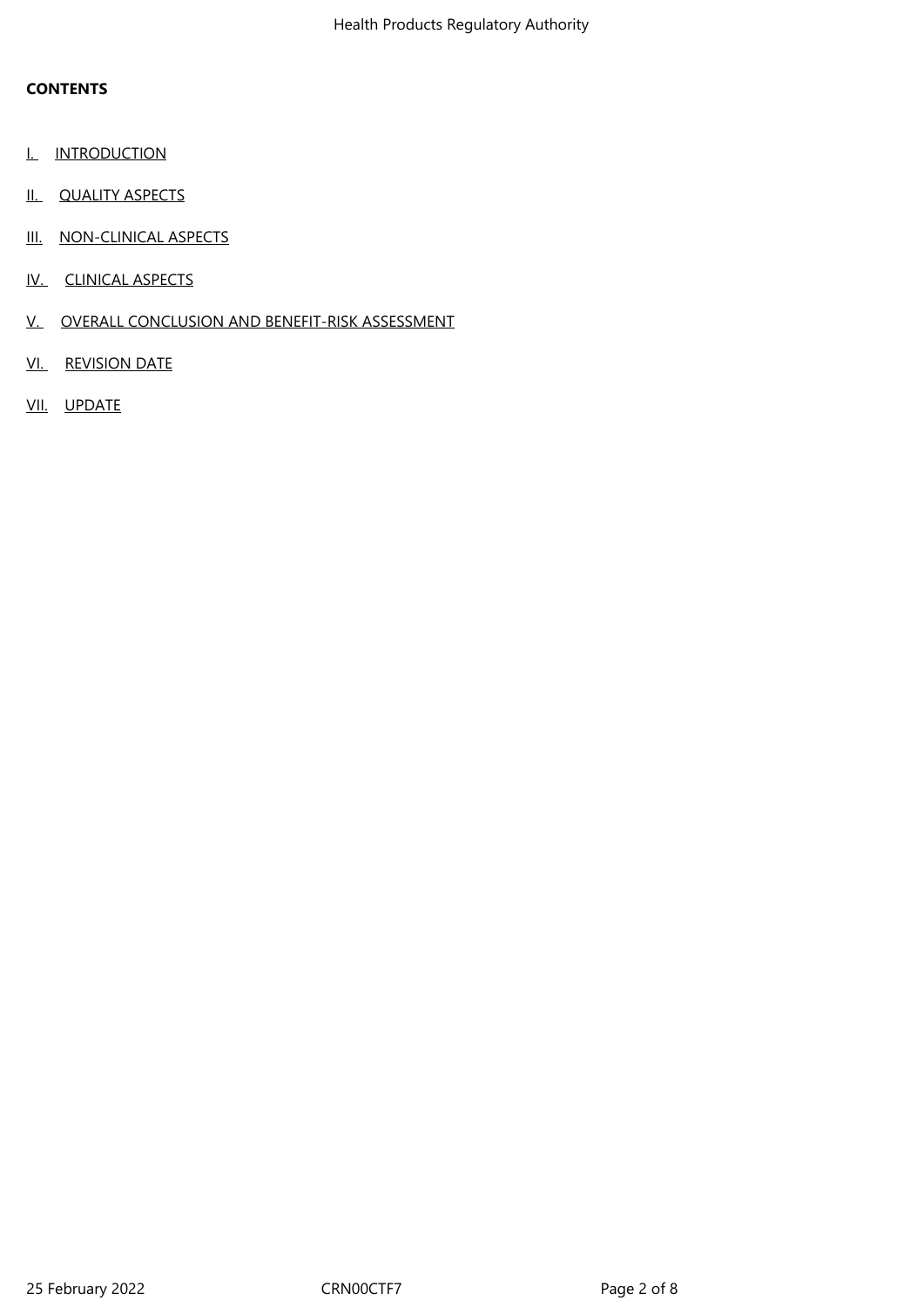**CONTENTS**

- I. INTRODUCTION
- II. QUALITY ASPECTS
- III. NON-CLINICAL ASPECTS
- IV. CLINICAL ASPECTS
- V. OVERALL CONCLUSION AND BENEFIT-RISK ASSESSMENT
- VI. REVISION DATE
- VII. UPDATE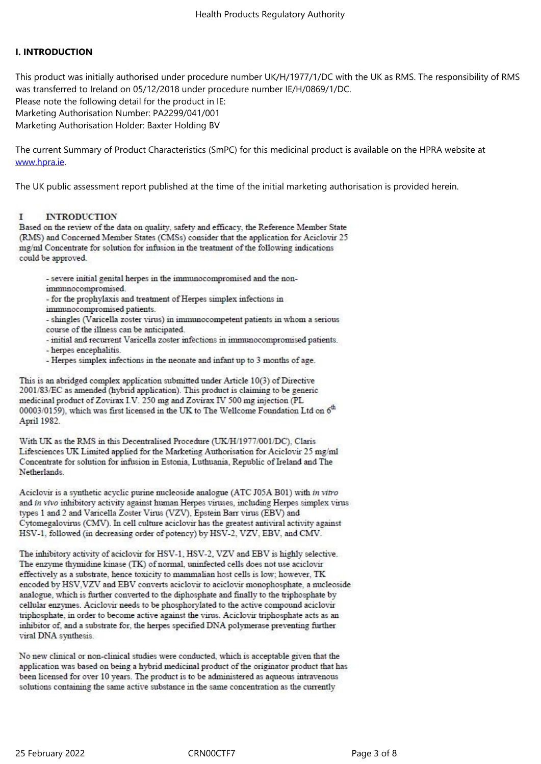## I. INTRODUCTION

This product was initially authorised under procedure number UK/H/1977/1/DC with the UK as RMS. The responsibility of RMS was transferred to Ireland on 05/12/2018 under procedure number IE/H/0869/1/DC.
Please note the following detail for the product in IE:
Marketing Authorisation Number: PA2299/041/001
Marketing Authorisation Holder: Baxter Holding BV

The current Summary of Product Characteristics (SmPC) for this medicinal product is available on the HPRA website at www.hpra.ie.

The UK public assessment report published at the time of the initial marketing authorisation is provided herein.

## I INTRODUCTION

Based on the review of the data on quality, safety and efficacy, the Reference Member State (RMS) and Concerned Member States (CMSs) consider that the application for Aciclovir 25 mg/ml Concentrate for solution for infusion in the treatment of the following indications could be approved.

- severe initial genital herpes in the immunocompromised and the non-immunocompromised.
- for the prophylaxis and treatment of Herpes simplex infections in immunocompromised patients.
- shingles (Varicella zoster virus) in immunocompetent patients in whom a serious course of the illness can be anticipated.
- initial and recurrent Varicella zoster infections in immunocompromised patients.
- herpes encephalitis.
- Herpes simplex infections in the neonate and infant up to 3 months of age.

This is an abridged complex application submitted under Article 10(3) of Directive 2001/83/EC as amended (hybrid application). This product is claiming to be generic medicinal product of Zovirax I.V. 250 mg and Zovirax IV 500 mg injection (PL 00003/0159), which was first licensed in the UK to The Wellcome Foundation Ltd on 6th April 1982.

With UK as the RMS in this Decentralised Procedure (UK/H/1977/001/DC), Claris Lifesciences UK Limited applied for the Marketing Authorisation for Aciclovir 25 mg/ml Concentrate for solution for infusion in Estonia, Luthuania, Republic of Ireland and The Netherlands.

Aciclovir is a synthetic acyclic purine nucleoside analogue (ATC J05A B01) with *in vitro* and *in vivo* inhibitory activity against human Herpes viruses, including Herpes simplex virus types 1 and 2 and Varicella Zoster Virus (VZV), Epstein Barr virus (EBV) and Cytomegalovirus (CMV). In cell culture aciclovir has the greatest antiviral activity against HSV-1, followed (in decreasing order of potency) by HSV-2, VZV, EBV, and CMV.

The inhibitory activity of aciclovir for HSV-1, HSV-2, VZV and EBV is highly selective. The enzyme thymidine kinase (TK) of normal, uninfected cells does not use aciclovir effectively as a substrate, hence toxicity to mammalian host cells is low; however, TK encoded by HSV,VZV and EBV converts aciclovir to aciclovir monophosphate, a nucleoside analogue, which is further converted to the diphosphate and finally to the triphosphate by cellular enzymes. Aciclovir needs to be phosphorylated to the active compound aciclovir triphosphate, in order to become active against the virus. Aciclovir triphosphate acts as an inhibitor of, and a substrate for, the herpes specified DNA polymerase preventing further viral DNA synthesis.

No new clinical or non-clinical studies were conducted, which is acceptable given that the application was based on being a hybrid medicinal product of the originator product that has been licensed for over 10 years. The product is to be administered as aqueous intravenous solutions containing the same active substance in the same concentration as the currently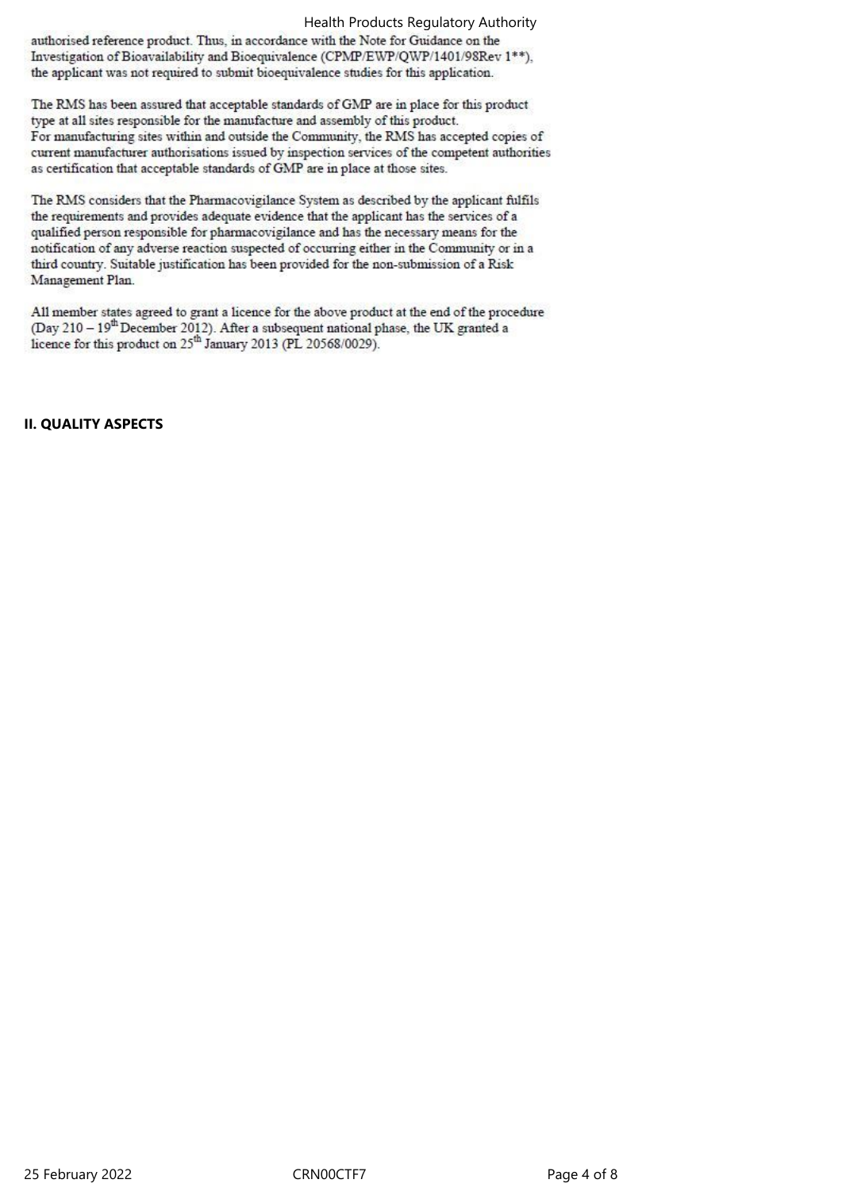authorised reference product. Thus, in accordance with the Note for Guidance on the Investigation of Bioavailability and Bioequivalence (CPMP/EWP/QWP/1401/98Rev 1**), the applicant was not required to submit bioequivalence studies for this application.

The RMS has been assured that acceptable standards of GMP are in place for this product type at all sites responsible for the manufacture and assembly of this product.
For manufacturing sites within and outside the Community, the RMS has accepted copies of current manufacturer authorisations issued by inspection services of the competent authorities as certification that acceptable standards of GMP are in place at those sites.

The RMS considers that the Pharmacovigilance System as described by the applicant fulfils the requirements and provides adequate evidence that the applicant has the services of a qualified person responsible for pharmacovigilance and has the necessary means for the notification of any adverse reaction suspected of occurring either in the Community or in a third country. Suitable justification has been provided for the non-submission of a Risk Management Plan.

All member states agreed to grant a licence for the above product at the end of the procedure (Day 210 – 19th December 2012). After a subsequent national phase, the UK granted a licence for this product on 25th January 2013 (PL 20568/0029).

## II. QUALITY ASPECTS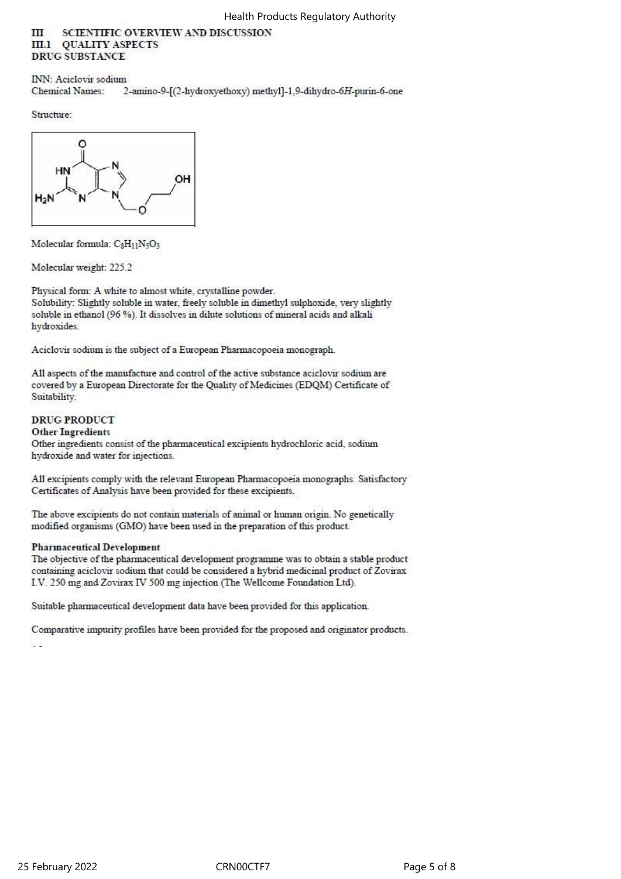# III SCIENTIFIC OVERVIEW AND DISCUSSION

## III.1 QUALITY ASPECTS

### DRUG SUBSTANCE

INN: Aciclovir sodium
Chemical Names: 2-amino-9-[(2-hydroxyethoxy) methyl]-1,9-dihydro-6*H*-purin-6-one

Structure:

Molecular formula: $C_8H_{11}N_5O_3$

Molecular weight: 225.2

Physical form: A white to almost white, crystalline powder.
Solubility: Slightly soluble in water, freely soluble in dimethyl sulphoxide, very slightly soluble in ethanol (96 %). It dissolves in dilute solutions of mineral acids and alkali hydroxides.

Aciclovir sodium is the subject of a European Pharmacopoeia monograph.

All aspects of the manufacture and control of the active substance aciclovir sodium are covered by a European Directorate for the Quality of Medicines (EDQM) Certificate of Suitability.

### DRUG PRODUCT

**Other Ingredients**

Other ingredients consist of the pharmaceutical excipients hydrochloric acid, sodium hydroxide and water for injections.

All excipients comply with the relevant European Pharmacopoeia monographs. Satisfactory Certificates of Analysis have been provided for these excipients.

The above excipients do not contain materials of animal or human origin. No genetically modified organisms (GMO) have been used in the preparation of this product.

**Pharmaceutical Development**

The objective of the pharmaceutical development programme was to obtain a stable product containing aciclovir sodium that could be considered a hybrid medicinal product of Zovirax I.V. 250 mg and Zovirax IV 500 mg injection (The Wellcome Foundation Ltd).

Suitable pharmaceutical development data have been provided for this application.

Comparative impurity profiles have been provided for the proposed and originator products.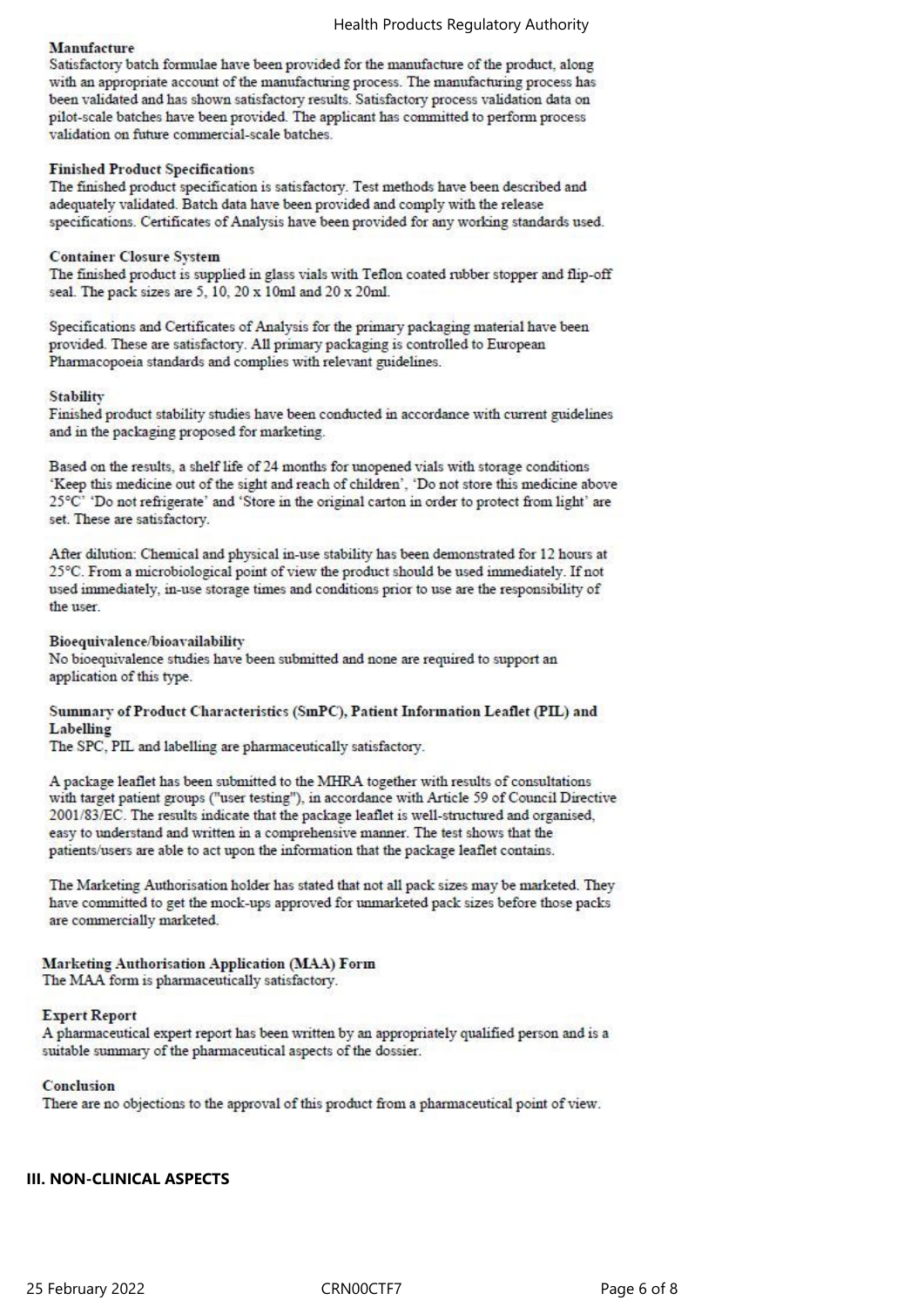**Manufacture**
Satisfactory batch formulae have been provided for the manufacture of the product, along with an appropriate account of the manufacturing process. The manufacturing process has been validated and has shown satisfactory results. Satisfactory process validation data on pilot-scale batches have been provided. The applicant has committed to perform process validation on future commercial-scale batches.

**Finished Product Specifications**
The finished product specification is satisfactory. Test methods have been described and adequately validated. Batch data have been provided and comply with the release specifications. Certificates of Analysis have been provided for any working standards used.

**Container Closure System**
The finished product is supplied in glass vials with Teflon coated rubber stopper and flip-off seal. The pack sizes are 5, 10, 20 x 10ml and 20 x 20ml.

Specifications and Certificates of Analysis for the primary packaging material have been provided. These are satisfactory. All primary packaging is controlled to European Pharmacopoeia standards and complies with relevant guidelines.

**Stability**
Finished product stability studies have been conducted in accordance with current guidelines and in the packaging proposed for marketing.

Based on the results, a shelf life of 24 months for unopened vials with storage conditions 'Keep this medicine out of the sight and reach of children', 'Do not store this medicine above 25°C' 'Do not refrigerate' and 'Store in the original carton in order to protect from light' are set. These are satisfactory.

After dilution: Chemical and physical in-use stability has been demonstrated for 12 hours at 25°C. From a microbiological point of view the product should be used immediately. If not used immediately, in-use storage times and conditions prior to use are the responsibility of the user.

**Bioequivalence/bioavailability**
No bioequivalence studies have been submitted and none are required to support an application of this type.

**Summary of Product Characteristics (SmPC), Patient Information Leaflet (PIL) and Labelling**
The SPC, PIL and labelling are pharmaceutically satisfactory.

A package leaflet has been submitted to the MHRA together with results of consultations with target patient groups ("user testing"), in accordance with Article 59 of Council Directive 2001/83/EC. The results indicate that the package leaflet is well-structured and organised, easy to understand and written in a comprehensive manner. The test shows that the patients/users are able to act upon the information that the package leaflet contains.

The Marketing Authorisation holder has stated that not all pack sizes may be marketed. They have committed to get the mock-ups approved for unmarketed pack sizes before those packs are commercially marketed.

**Marketing Authorisation Application (MAA) Form**
The MAA form is pharmaceutically satisfactory.

**Expert Report**
A pharmaceutical expert report has been written by an appropriately qualified person and is a suitable summary of the pharmaceutical aspects of the dossier.

**Conclusion**
There are no objections to the approval of this product from a pharmaceutical point of view.

## III. NON-CLINICAL ASPECTS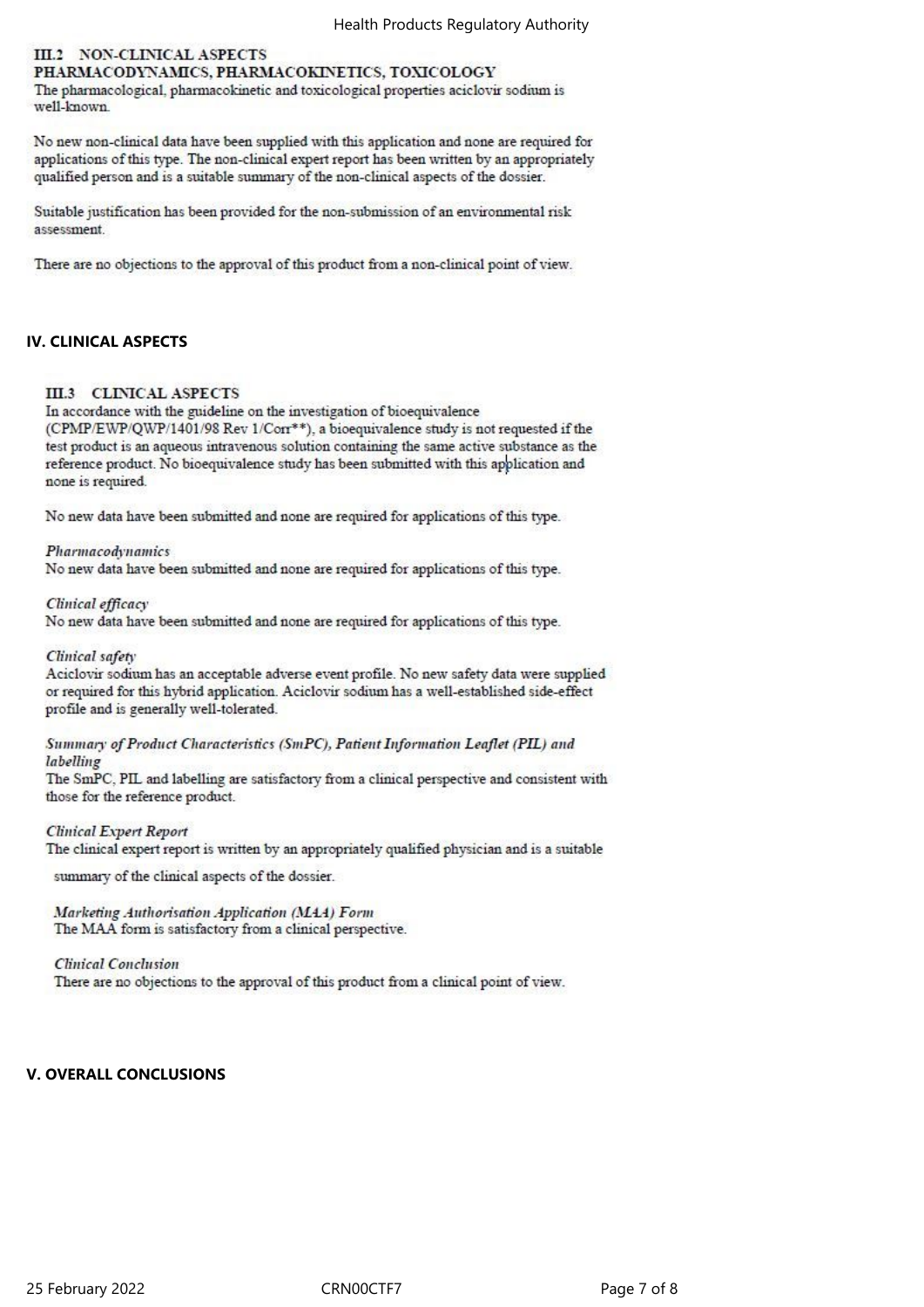## III.2 NON-CLINICAL ASPECTS

### PHARMACODYNAMICS, PHARMACOKINETICS, TOXICOLOGY

The pharmacological, pharmacokinetic and toxicological properties aciclovir sodium is well-known.

No new non-clinical data have been supplied with this application and none are required for applications of this type. The non-clinical expert report has been written by an appropriately qualified person and is a suitable summary of the non-clinical aspects of the dossier.

Suitable justification has been provided for the non-submission of an environmental risk assessment.

There are no objections to the approval of this product from a non-clinical point of view.

# IV. CLINICAL ASPECTS

## III.3 CLINICAL ASPECTS

In accordance with the guideline on the investigation of bioequivalence (CPMP/EWP/QWP/1401/98 Rev 1/Corr**), a bioequivalence study is not requested if the test product is an aqueous intravenous solution containing the same active substance as the reference product. No bioequivalence study has been submitted with this application and none is required.

No new data have been submitted and none are required for applications of this type.

*Pharmacodynamics*

No new data have been submitted and none are required for applications of this type.

*Clinical efficacy*

No new data have been submitted and none are required for applications of this type.

*Clinical safety*

Aciclovir sodium has an acceptable adverse event profile. No new safety data were supplied or required for this hybrid application. Aciclovir sodium has a well-established side-effect profile and is generally well-tolerated.

*Summary of Product Characteristics (SmPC), Patient Information Leaflet (PIL) and labelling*

The SmPC, PIL and labelling are satisfactory from a clinical perspective and consistent with those for the reference product.

*Clinical Expert Report*

The clinical expert report is written by an appropriately qualified physician and is a suitable summary of the clinical aspects of the dossier.

*Marketing Authorisation Application (MAA) Form*

The MAA form is satisfactory from a clinical perspective.

*Clinical Conclusion*

There are no objections to the approval of this product from a clinical point of view.

# V. OVERALL CONCLUSIONS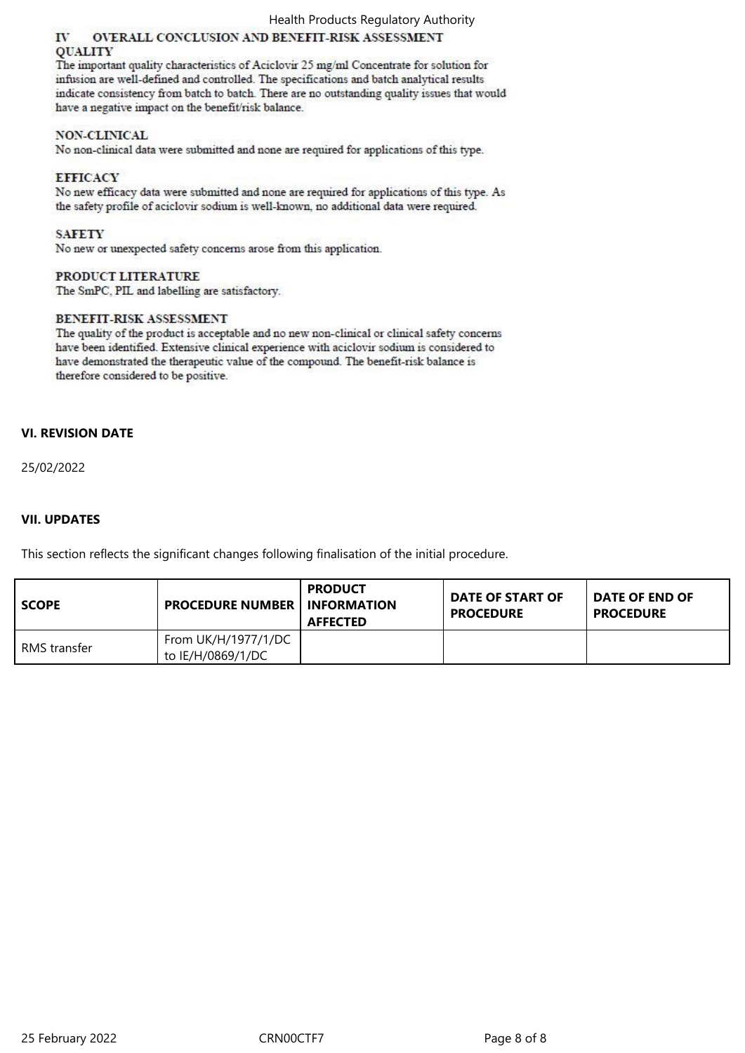## IV OVERALL CONCLUSION AND BENEFIT-RISK ASSESSMENT

**QUALITY**

The important quality characteristics of Aciclovir 25 mg/ml Concentrate for solution for infusion are well-defined and controlled. The specifications and batch analytical results indicate consistency from batch to batch. There are no outstanding quality issues that would have a negative impact on the benefit/risk balance.

**NON-CLINICAL**

No non-clinical data were submitted and none are required for applications of this type.

**EFFICACY**

No new efficacy data were submitted and none are required for applications of this type. As the safety profile of aciclovir sodium is well-known, no additional data were required.

**SAFETY**

No new or unexpected safety concerns arose from this application.

**PRODUCT LITERATURE**

The SmPC, PIL and labelling are satisfactory.

**BENEFIT-RISK ASSESSMENT**

The quality of the product is acceptable and no new non-clinical or clinical safety concerns have been identified. Extensive clinical experience with aciclovir sodium is considered to have demonstrated the therapeutic value of the compound. The benefit-risk balance is therefore considered to be positive.

## VI. REVISION DATE

25/02/2022

## VII. UPDATES

This section reflects the significant changes following finalisation of the initial procedure.

| SCOPE | PROCEDURE NUMBER | PRODUCT INFORMATION AFFECTED | DATE OF START OF PROCEDURE | DATE OF END OF PROCEDURE |
|---|---|---|---|---|
| RMS transfer | From UK/H/1977/1/DC to IE/H/0869/1/DC | | | |